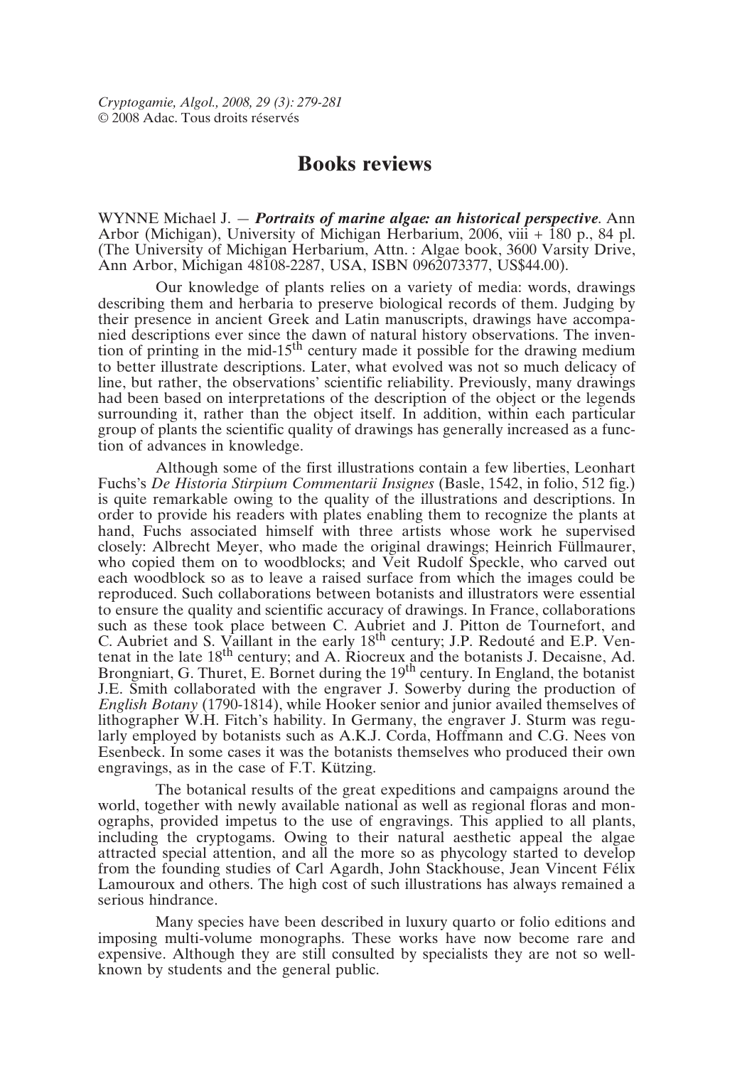# Books reviews

WYNNE Michael J. — ***Portraits of marine algae: an historical perspective***. Ann Arbor (Michigan), University of Michigan Herbarium, 2006, viii + 180 p., 84 pl. (The University of Michigan Herbarium, Attn. : Algae book, 3600 Varsity Drive, Ann Arbor, Michigan 48108-2287, USA, ISBN 0962073377, US$44.00).

Our knowledge of plants relies on a variety of media: words, drawings describing them and herbaria to preserve biological records of them. Judging by their presence in ancient Greek and Latin manuscripts, drawings have accompanied descriptions ever since the dawn of natural history observations. The invention of printing in the mid-15th century made it possible for the drawing medium to better illustrate descriptions. Later, what evolved was not so much delicacy of line, but rather, the observations' scientific reliability. Previously, many drawings had been based on interpretations of the description of the object or the legends surrounding it, rather than the object itself. In addition, within each particular group of plants the scientific quality of drawings has generally increased as a function of advances in knowledge.

Although some of the first illustrations contain a few liberties, Leonhart Fuchs's *De Historia Stirpium Commentarii Insignes* (Basle, 1542, in folio, 512 fig.) is quite remarkable owing to the quality of the illustrations and descriptions. In order to provide his readers with plates enabling them to recognize the plants at hand, Fuchs associated himself with three artists whose work he supervised closely: Albrecht Meyer, who made the original drawings; Heinrich Füllmaurer, who copied them on to woodblocks; and Veit Rudolf Speckle, who carved out each woodblock so as to leave a raised surface from which the images could be reproduced. Such collaborations between botanists and illustrators were essential to ensure the quality and scientific accuracy of drawings. In France, collaborations such as these took place between C. Aubriet and J. Pitton de Tournefort, and C. Aubriet and S. Vaillant in the early 18th century; J.P. Redouté and E.P. Ventenat in the late 18th century; and A. Riocreux and the botanists J. Decaisne, Ad. Brongniart, G. Thuret, E. Bornet during the 19th century. In England, the botanist J.E. Smith collaborated with the engraver J. Sowerby during the production of *English Botany* (1790-1814), while Hooker senior and junior availed themselves of lithographer W.H. Fitch's hability. In Germany, the engraver J. Sturm was regularly employed by botanists such as A.K.J. Corda, Hoffmann and C.G. Nees von Esenbeck. In some cases it was the botanists themselves who produced their own engravings, as in the case of F.T. Kützing.

The botanical results of the great expeditions and campaigns around the world, together with newly available national as well as regional floras and monographs, provided impetus to the use of engravings. This applied to all plants, including the cryptogams. Owing to their natural aesthetic appeal the algae attracted special attention, and all the more so as phycology started to develop from the founding studies of Carl Agardh, John Stackhouse, Jean Vincent Félix Lamouroux and others. The high cost of such illustrations has always remained a serious hindrance.

Many species have been described in luxury quarto or folio editions and imposing multi-volume monographs. These works have now become rare and expensive. Although they are still consulted by specialists they are not so well-known by students and the general public.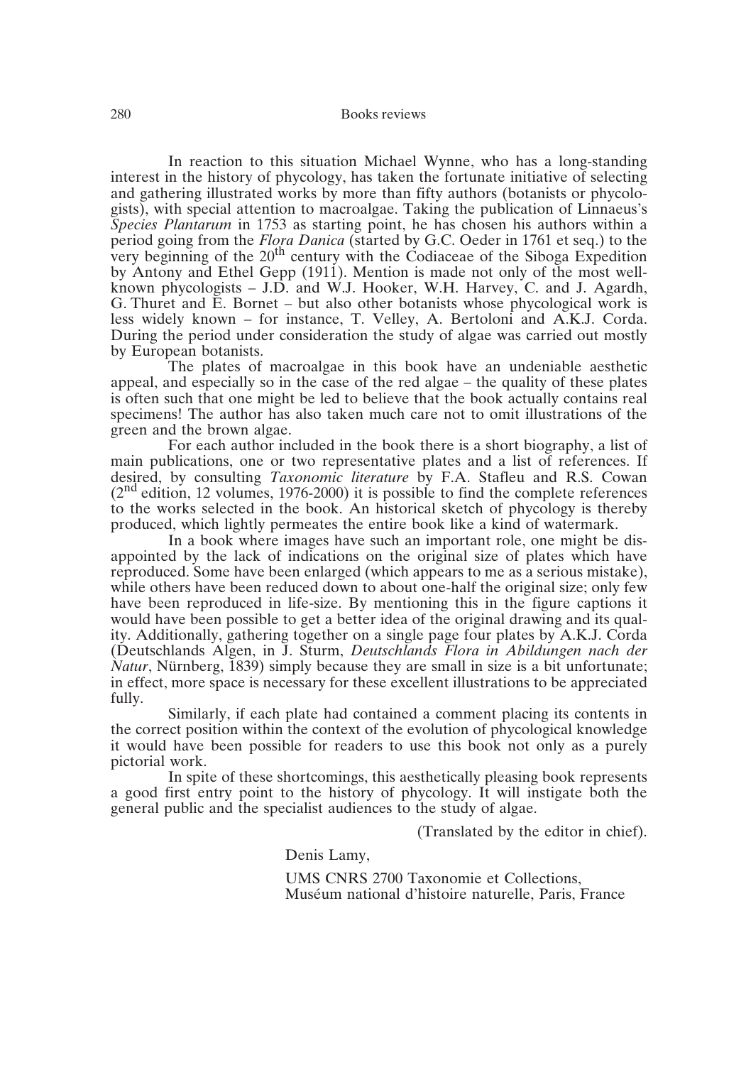In reaction to this situation Michael Wynne, who has a long-standing interest in the history of phycology, has taken the fortunate initiative of selecting and gathering illustrated works by more than fifty authors (botanists or phycologists), with special attention to macroalgae. Taking the publication of Linnaeus's *Species Plantarum* in 1753 as starting point, he has chosen his authors within a period going from the *Flora Danica* (started by G.C. Oeder in 1761 et seq.) to the very beginning of the 20th century with the Codiaceae of the Siboga Expedition by Antony and Ethel Gepp (1911). Mention is made not only of the most well-known phycologists – J.D. and W.J. Hooker, W.H. Harvey, C. and J. Agardh, G. Thuret and E. Bornet – but also other botanists whose phycological work is less widely known – for instance, T. Velley, A. Bertoloni and A.K.J. Corda. During the period under consideration the study of algae was carried out mostly by European botanists.

The plates of macroalgae in this book have an undeniable aesthetic appeal, and especially so in the case of the red algae – the quality of these plates is often such that one might be led to believe that the book actually contains real specimens! The author has also taken much care not to omit illustrations of the green and the brown algae.

For each author included in the book there is a short biography, a list of main publications, one or two representative plates and a list of references. If desired, by consulting *Taxonomic literature* by F.A. Stafleu and R.S. Cowan (2nd edition, 12 volumes, 1976-2000) it is possible to find the complete references to the works selected in the book. An historical sketch of phycology is thereby produced, which lightly permeates the entire book like a kind of watermark.

In a book where images have such an important role, one might be disappointed by the lack of indications on the original size of plates which have reproduced. Some have been enlarged (which appears to me as a serious mistake), while others have been reduced down to about one-half the original size; only few have been reproduced in life-size. By mentioning this in the figure captions it would have been possible to get a better idea of the original drawing and its quality. Additionally, gathering together on a single page four plates by A.K.J. Corda (Deutschlands Algen, in J. Sturm, *Deutschlands Flora in Abildungen nach der Natur*, Nürnberg, 1839) simply because they are small in size is a bit unfortunate; in effect, more space is necessary for these excellent illustrations to be appreciated fully.

Similarly, if each plate had contained a comment placing its contents in the correct position within the context of the evolution of phycological knowledge it would have been possible for readers to use this book not only as a purely pictorial work.

In spite of these shortcomings, this aesthetically pleasing book represents a good first entry point to the history of phycology. It will instigate both the general public and the specialist audiences to the study of algae.

(Translated by the editor in chief).

Denis Lamy,

UMS CNRS 2700 Taxonomie et Collections,
Muséum national d'histoire naturelle, Paris, France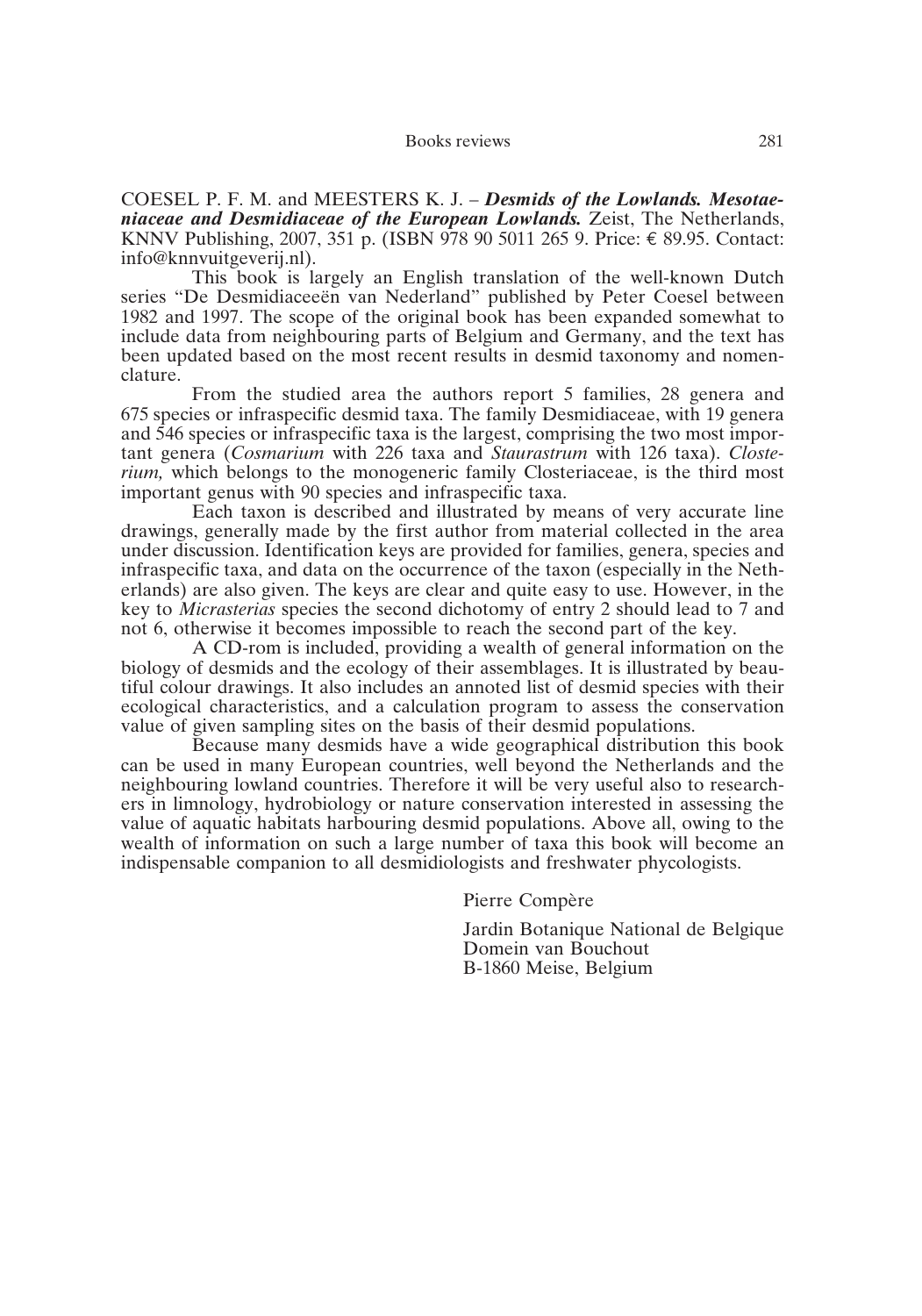COESEL P. F. M. and MEESTERS K. J. – ***Desmids of the Lowlands. Mesotaeniaceae and Desmidiaceae of the European Lowlands.*** Zeist, The Netherlands, KNNV Publishing, 2007, 351 p. (ISBN 978 90 5011 265 9. Price: € 89.95. Contact: info@knnvuitgeverij.nl).

This book is largely an English translation of the well-known Dutch series "De Desmidiaceeën van Nederland" published by Peter Coesel between 1982 and 1997. The scope of the original book has been expanded somewhat to include data from neighbouring parts of Belgium and Germany, and the text has been updated based on the most recent results in desmid taxonomy and nomenclature.

From the studied area the authors report 5 families, 28 genera and 675 species or infraspecific desmid taxa. The family Desmidiaceae, with 19 genera and 546 species or infraspecific taxa is the largest, comprising the two most important genera (*Cosmarium* with 226 taxa and *Staurastrum* with 126 taxa). *Closterium,* which belongs to the monogeneric family Closteriaceae, is the third most important genus with 90 species and infraspecific taxa.

Each taxon is described and illustrated by means of very accurate line drawings, generally made by the first author from material collected in the area under discussion. Identification keys are provided for families, genera, species and infraspecific taxa, and data on the occurrence of the taxon (especially in the Netherlands) are also given. The keys are clear and quite easy to use. However, in the key to *Micrasterias* species the second dichotomy of entry 2 should lead to 7 and not 6, otherwise it becomes impossible to reach the second part of the key.

A CD-rom is included, providing a wealth of general information on the biology of desmids and the ecology of their assemblages. It is illustrated by beautiful colour drawings. It also includes an annoted list of desmid species with their ecological characteristics, and a calculation program to assess the conservation value of given sampling sites on the basis of their desmid populations.

Because many desmids have a wide geographical distribution this book can be used in many European countries, well beyond the Netherlands and the neighbouring lowland countries. Therefore it will be very useful also to researchers in limnology, hydrobiology or nature conservation interested in assessing the value of aquatic habitats harbouring desmid populations. Above all, owing to the wealth of information on such a large number of taxa this book will become an indispensable companion to all desmidiologists and freshwater phycologists.

Pierre Compère

Jardin Botanique National de Belgique
Domein van Bouchout
B-1860 Meise, Belgium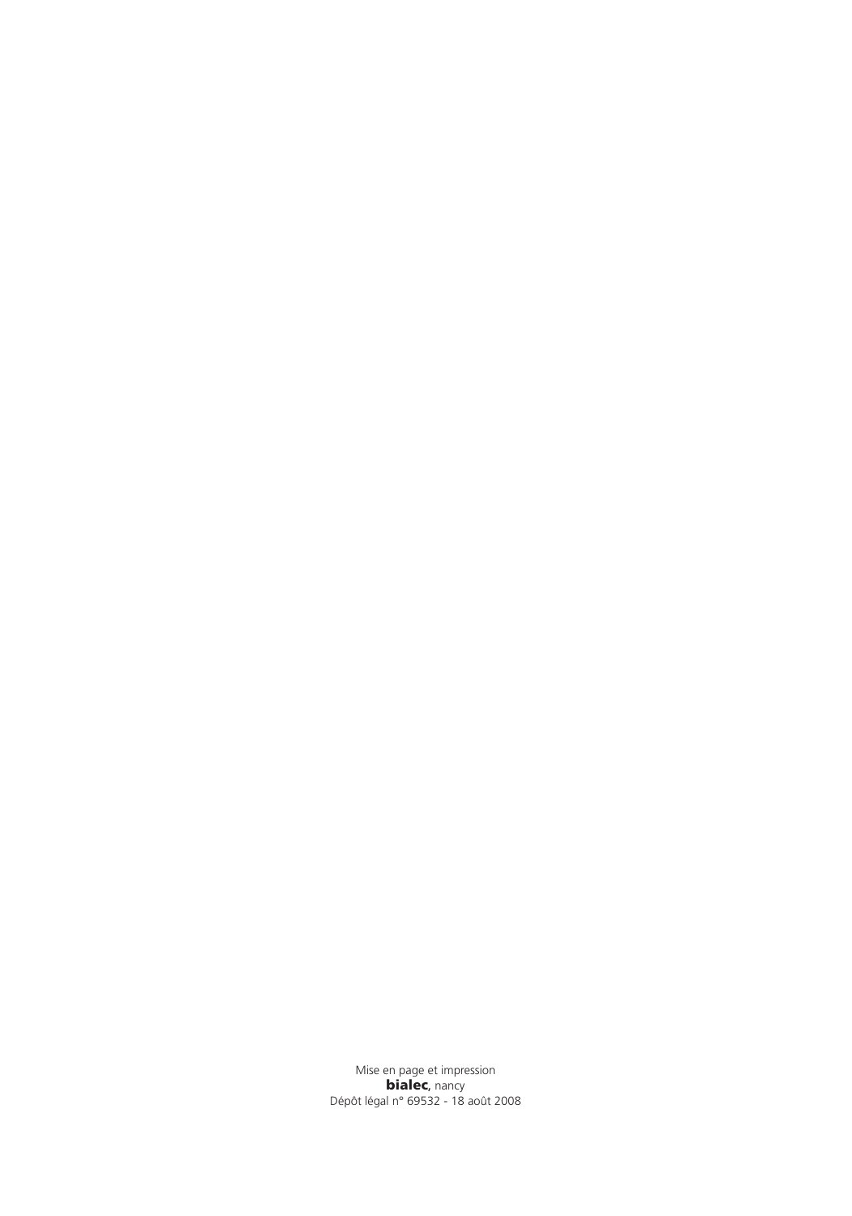Mise en page et impression
**bialec**, nancy
Dépôt légal n° 69532 - 18 août 2008